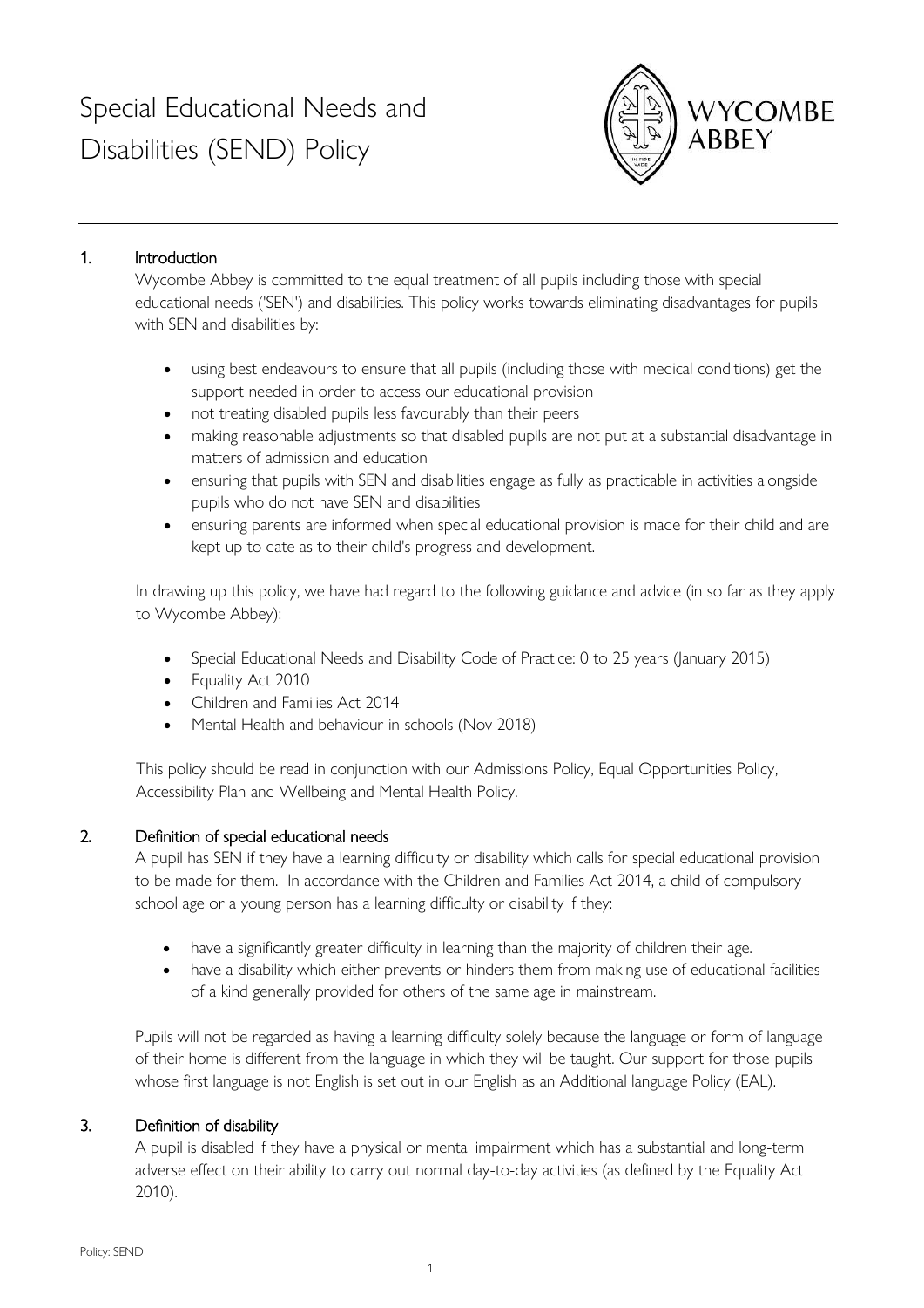# Special Educational Needs and Disabilities (SEND) Policy

WYCOMBE ABBEY

## 1. Introduction

Wycombe Abbey is committed to the equal treatment of all pupils including those with special educational needs ('SEN') and disabilities. This policy works towards eliminating disadvantages for pupils with SEN and disabilities by:

- using best endeavours to ensure that all pupils (including those with medical conditions) get the support needed in order to access our educational provision
- not treating disabled pupils less favourably than their peers
- making reasonable adjustments so that disabled pupils are not put at a substantial disadvantage in matters of admission and education
- ensuring that pupils with SEN and disabilities engage as fully as practicable in activities alongside pupils who do not have SEN and disabilities
- ensuring parents are informed when special educational provision is made for their child and are kept up to date as to their child's progress and development.

In drawing up this policy, we have had regard to the following guidance and advice (in so far as they apply to Wycombe Abbey):

- Special Educational Needs and Disability Code of Practice: 0 to 25 years (January 2015)
- Equality Act 2010
- Children and Families Act 2014
- Mental Health and behaviour in schools (Nov 2018)

This policy should be read in conjunction with our Admissions Policy, Equal Opportunities Policy, Accessibility Plan and Wellbeing and Mental Health Policy.

## 2. Definition of special educational needs

A pupil has SEN if they have a learning difficulty or disability which calls for special educational provision to be made for them. In accordance with the Children and Families Act 2014, a child of compulsory school age or a young person has a learning difficulty or disability if they:

- have a significantly greater difficulty in learning than the majority of children their age.
- have a disability which either prevents or hinders them from making use of educational facilities of a kind generally provided for others of the same age in mainstream.

Pupils will not be regarded as having a learning difficulty solely because the language or form of language of their home is different from the language in which they will be taught. Our support for those pupils whose first language is not English is set out in our English as an Additional language Policy (EAL).

## 3. Definition of disability

A pupil is disabled if they have a physical or mental impairment which has a substantial and long-term adverse effect on their ability to carry out normal day-to-day activities (as defined by the Equality Act 2010).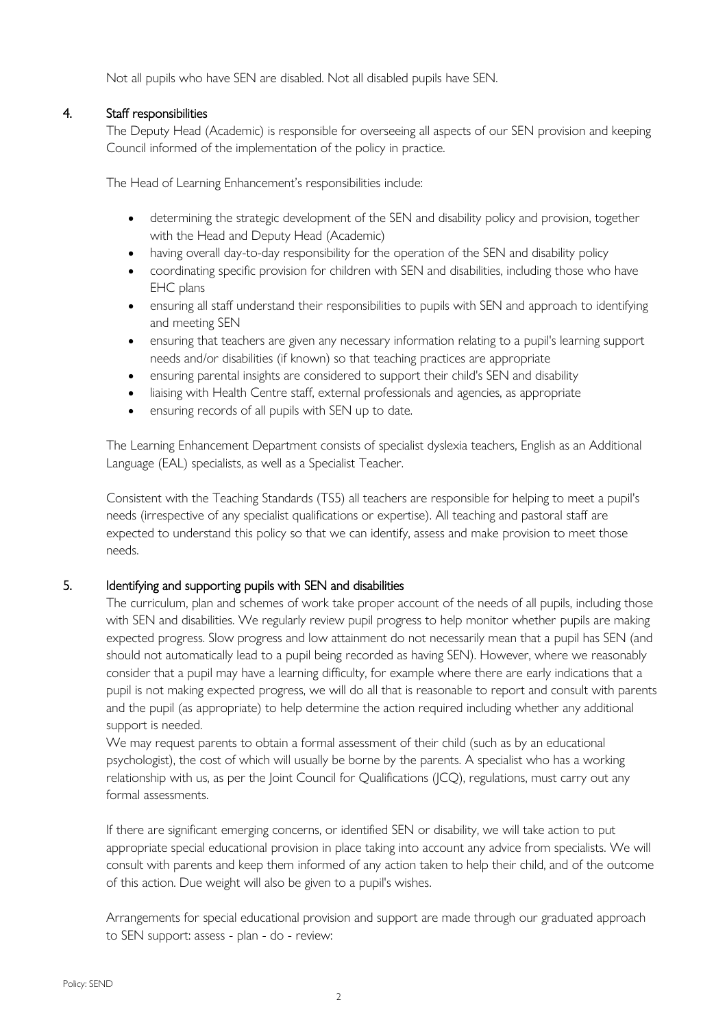Not all pupils who have SEN are disabled. Not all disabled pupils have SEN.

## 4. Staff responsibilities

The Deputy Head (Academic) is responsible for overseeing all aspects of our SEN provision and keeping Council informed of the implementation of the policy in practice.

The Head of Learning Enhancement's responsibilities include:

- determining the strategic development of the SEN and disability policy and provision, together with the Head and Deputy Head (Academic)
- having overall day-to-day responsibility for the operation of the SEN and disability policy
- coordinating specific provision for children with SEN and disabilities, including those who have EHC plans
- ensuring all staff understand their responsibilities to pupils with SEN and approach to identifying and meeting SEN
- ensuring that teachers are given any necessary information relating to a pupil's learning support needs and/or disabilities (if known) so that teaching practices are appropriate
- ensuring parental insights are considered to support their child's SEN and disability
- liaising with Health Centre staff, external professionals and agencies, as appropriate
- ensuring records of all pupils with SEN up to date.

The Learning Enhancement Department consists of specialist dyslexia teachers, English as an Additional Language (EAL) specialists, as well as a Specialist Teacher.

Consistent with the Teaching Standards (TS5) all teachers are responsible for helping to meet a pupil's needs (irrespective of any specialist qualifications or expertise). All teaching and pastoral staff are expected to understand this policy so that we can identify, assess and make provision to meet those needs.

## 5. Identifying and supporting pupils with SEN and disabilities

The curriculum, plan and schemes of work take proper account of the needs of all pupils, including those with SEN and disabilities. We regularly review pupil progress to help monitor whether pupils are making expected progress. Slow progress and low attainment do not necessarily mean that a pupil has SEN (and should not automatically lead to a pupil being recorded as having SEN). However, where we reasonably consider that a pupil may have a learning difficulty, for example where there are early indications that a pupil is not making expected progress, we will do all that is reasonable to report and consult with parents and the pupil (as appropriate) to help determine the action required including whether any additional support is needed.

We may request parents to obtain a formal assessment of their child (such as by an educational psychologist), the cost of which will usually be borne by the parents. A specialist who has a working relationship with us, as per the Joint Council for Qualifications (JCQ), regulations, must carry out any formal assessments.

If there are significant emerging concerns, or identified SEN or disability, we will take action to put appropriate special educational provision in place taking into account any advice from specialists. We will consult with parents and keep them informed of any action taken to help their child, and of the outcome of this action. Due weight will also be given to a pupil's wishes.

Arrangements for special educational provision and support are made through our graduated approach to SEN support: assess - plan - do - review: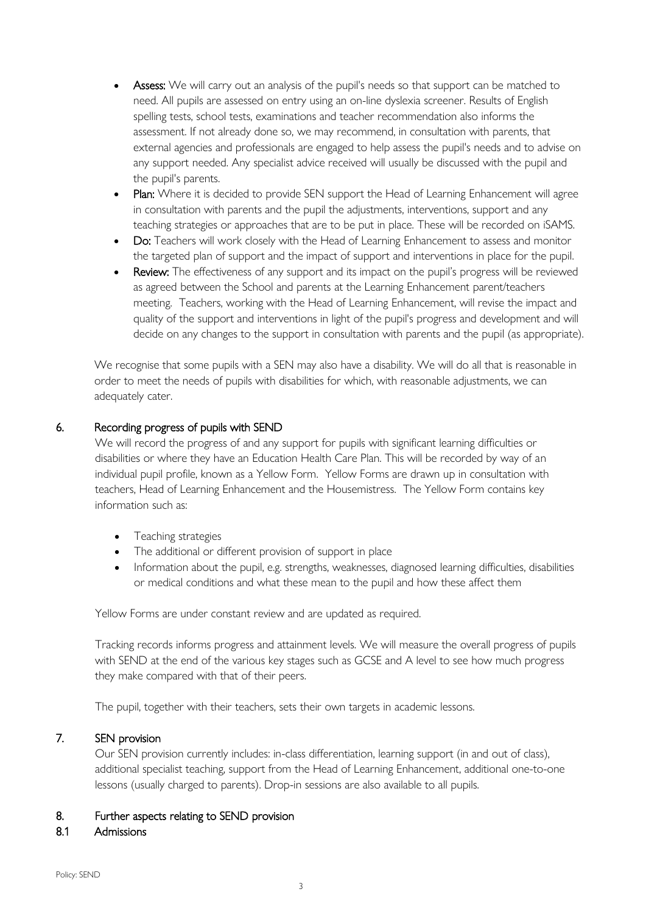- **Assess:** We will carry out an analysis of the pupil's needs so that support can be matched to need. All pupils are assessed on entry using an on-line dyslexia screener. Results of English spelling tests, school tests, examinations and teacher recommendation also informs the assessment. If not already done so, we may recommend, in consultation with parents, that external agencies and professionals are engaged to help assess the pupil's needs and to advise on any support needed. Any specialist advice received will usually be discussed with the pupil and the pupil's parents.
- **Plan:** Where it is decided to provide SEN support the Head of Learning Enhancement will agree in consultation with parents and the pupil the adjustments, interventions, support and any teaching strategies or approaches that are to be put in place. These will be recorded on iSAMS.
- **Do:** Teachers will work closely with the Head of Learning Enhancement to assess and monitor the targeted plan of support and the impact of support and interventions in place for the pupil.
- **Review:** The effectiveness of any support and its impact on the pupil's progress will be reviewed as agreed between the School and parents at the Learning Enhancement parent/teachers meeting. Teachers, working with the Head of Learning Enhancement, will revise the impact and quality of the support and interventions in light of the pupil's progress and development and will decide on any changes to the support in consultation with parents and the pupil (as appropriate).

We recognise that some pupils with a SEN may also have a disability. We will do all that is reasonable in order to meet the needs of pupils with disabilities for which, with reasonable adjustments, we can adequately cater.

## 6. Recording progress of pupils with SEND

We will record the progress of and any support for pupils with significant learning difficulties or disabilities or where they have an Education Health Care Plan. This will be recorded by way of an individual pupil profile, known as a Yellow Form. Yellow Forms are drawn up in consultation with teachers, Head of Learning Enhancement and the Housemistress. The Yellow Form contains key information such as:

- Teaching strategies
- The additional or different provision of support in place
- Information about the pupil, e.g. strengths, weaknesses, diagnosed learning difficulties, disabilities or medical conditions and what these mean to the pupil and how these affect them

Yellow Forms are under constant review and are updated as required.

Tracking records informs progress and attainment levels. We will measure the overall progress of pupils with SEND at the end of the various key stages such as GCSE and A level to see how much progress they make compared with that of their peers.

The pupil, together with their teachers, sets their own targets in academic lessons.

## 7. SEN provision

Our SEN provision currently includes: in-class differentiation, learning support (in and out of class), additional specialist teaching, support from the Head of Learning Enhancement, additional one-to-one lessons (usually charged to parents). Drop-in sessions are also available to all pupils.

## 8. Further aspects relating to SEND provision

### 8.1 Admissions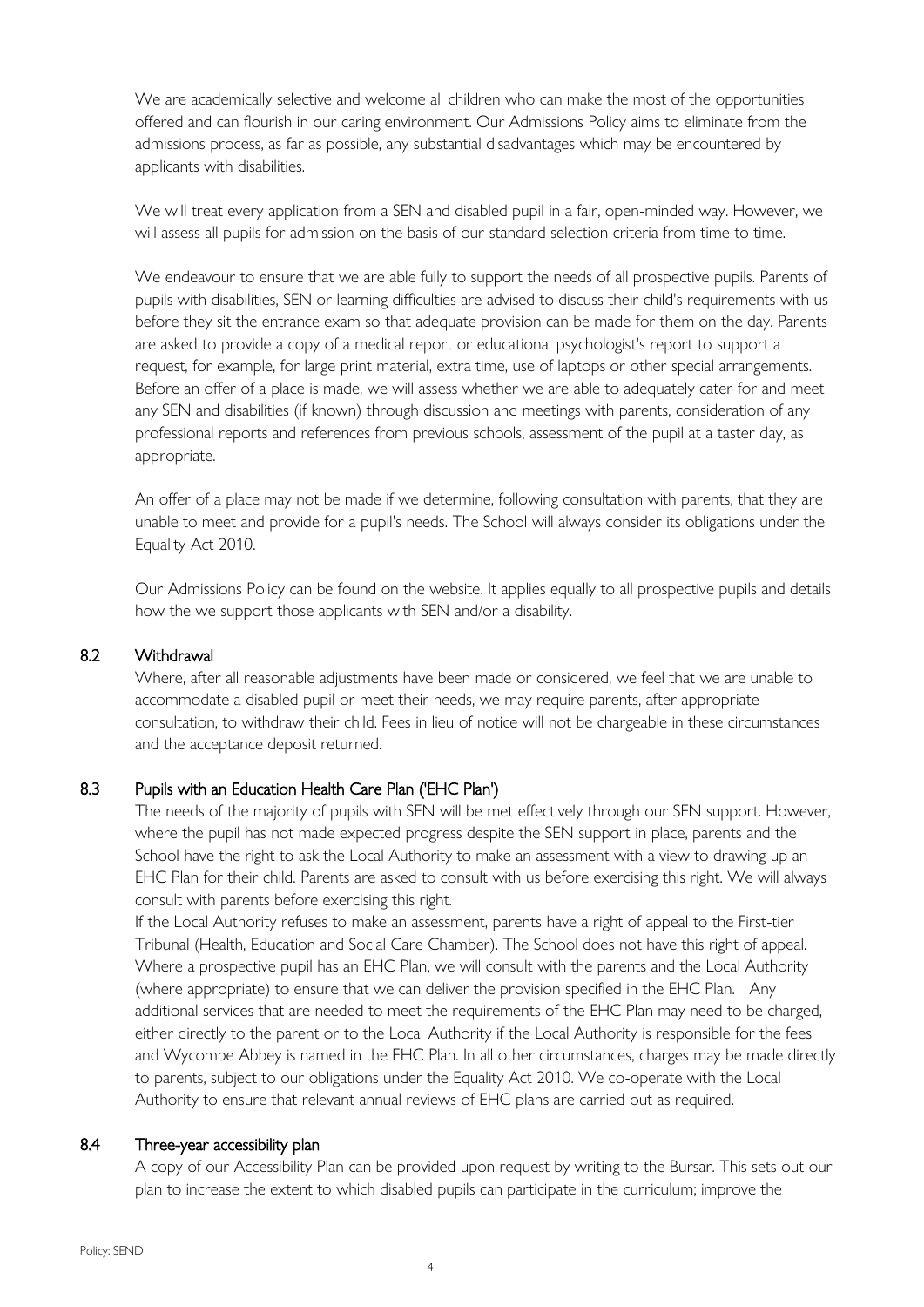We are academically selective and welcome all children who can make the most of the opportunities offered and can flourish in our caring environment. Our Admissions Policy aims to eliminate from the admissions process, as far as possible, any substantial disadvantages which may be encountered by applicants with disabilities.

We will treat every application from a SEN and disabled pupil in a fair, open-minded way. However, we will assess all pupils for admission on the basis of our standard selection criteria from time to time.

We endeavour to ensure that we are able fully to support the needs of all prospective pupils. Parents of pupils with disabilities, SEN or learning difficulties are advised to discuss their child's requirements with us before they sit the entrance exam so that adequate provision can be made for them on the day. Parents are asked to provide a copy of a medical report or educational psychologist's report to support a request, for example, for large print material, extra time, use of laptops or other special arrangements. Before an offer of a place is made, we will assess whether we are able to adequately cater for and meet any SEN and disabilities (if known) through discussion and meetings with parents, consideration of any professional reports and references from previous schools, assessment of the pupil at a taster day, as appropriate.

An offer of a place may not be made if we determine, following consultation with parents, that they are unable to meet and provide for a pupil's needs. The School will always consider its obligations under the Equality Act 2010.

Our Admissions Policy can be found on the website. It applies equally to all prospective pupils and details how the we support those applicants with SEN and/or a disability.

### 8.2 Withdrawal

Where, after all reasonable adjustments have been made or considered, we feel that we are unable to accommodate a disabled pupil or meet their needs, we may require parents, after appropriate consultation, to withdraw their child. Fees in lieu of notice will not be chargeable in these circumstances and the acceptance deposit returned.

### 8.3 Pupils with an Education Health Care Plan ('EHC Plan')

The needs of the majority of pupils with SEN will be met effectively through our SEN support. However, where the pupil has not made expected progress despite the SEN support in place, parents and the School have the right to ask the Local Authority to make an assessment with a view to drawing up an EHC Plan for their child. Parents are asked to consult with us before exercising this right. We will always consult with parents before exercising this right.

If the Local Authority refuses to make an assessment, parents have a right of appeal to the First-tier Tribunal (Health, Education and Social Care Chamber). The School does not have this right of appeal. Where a prospective pupil has an EHC Plan, we will consult with the parents and the Local Authority (where appropriate) to ensure that we can deliver the provision specified in the EHC Plan. Any additional services that are needed to meet the requirements of the EHC Plan may need to be charged, either directly to the parent or to the Local Authority if the Local Authority is responsible for the fees and Wycombe Abbey is named in the EHC Plan. In all other circumstances, charges may be made directly to parents, subject to our obligations under the Equality Act 2010. We co-operate with the Local Authority to ensure that relevant annual reviews of EHC plans are carried out as required.

### 8.4 Three-year accessibility plan

A copy of our Accessibility Plan can be provided upon request by writing to the Bursar. This sets out our plan to increase the extent to which disabled pupils can participate in the curriculum; improve the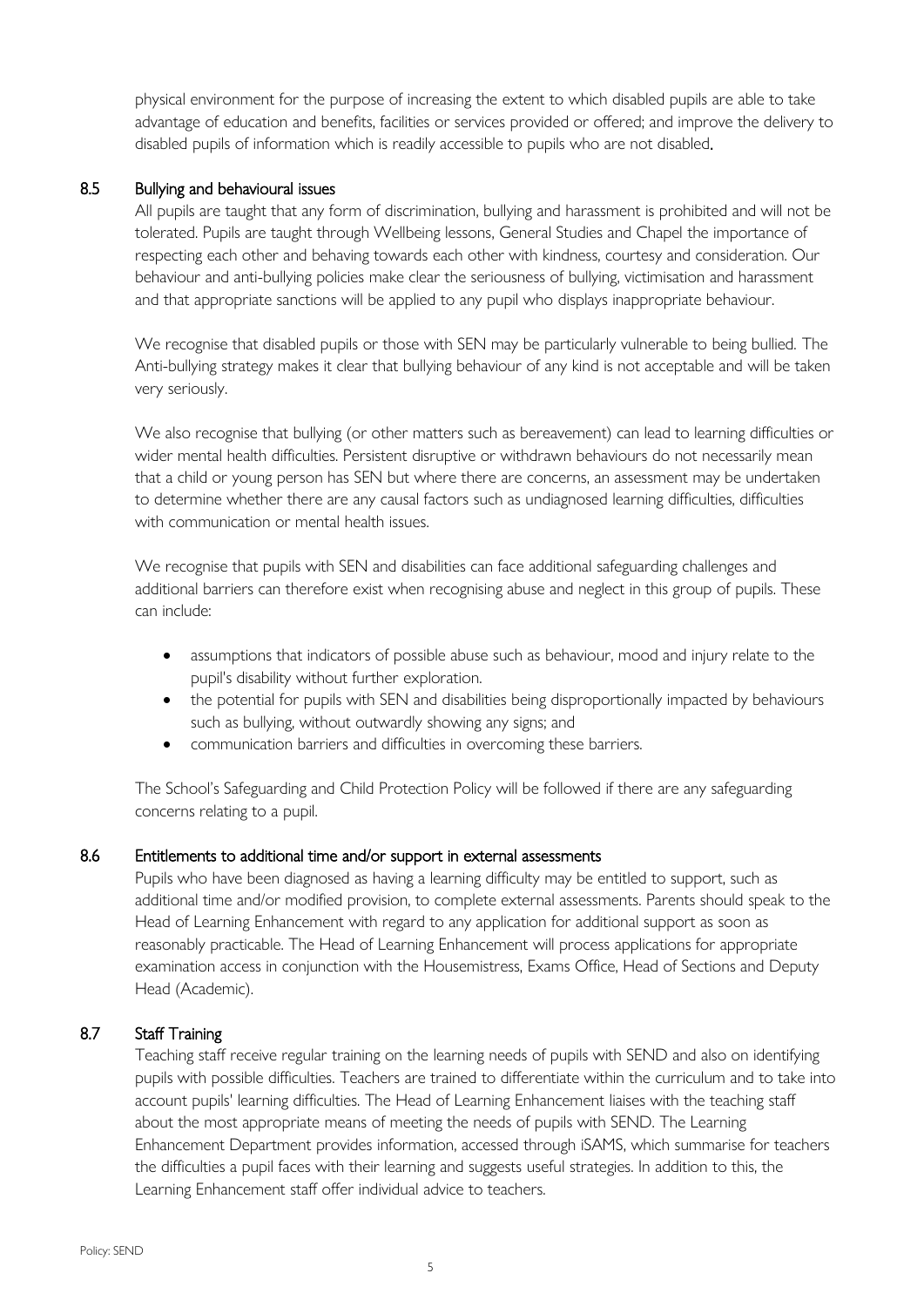physical environment for the purpose of increasing the extent to which disabled pupils are able to take advantage of education and benefits, facilities or services provided or offered; and improve the delivery to disabled pupils of information which is readily accessible to pupils who are not disabled.

### 8.5 Bullying and behavioural issues

All pupils are taught that any form of discrimination, bullying and harassment is prohibited and will not be tolerated. Pupils are taught through Wellbeing lessons, General Studies and Chapel the importance of respecting each other and behaving towards each other with kindness, courtesy and consideration. Our behaviour and anti-bullying policies make clear the seriousness of bullying, victimisation and harassment and that appropriate sanctions will be applied to any pupil who displays inappropriate behaviour.

We recognise that disabled pupils or those with SEN may be particularly vulnerable to being bullied. The Anti-bullying strategy makes it clear that bullying behaviour of any kind is not acceptable and will be taken very seriously.

We also recognise that bullying (or other matters such as bereavement) can lead to learning difficulties or wider mental health difficulties. Persistent disruptive or withdrawn behaviours do not necessarily mean that a child or young person has SEN but where there are concerns, an assessment may be undertaken to determine whether there are any causal factors such as undiagnosed learning difficulties, difficulties with communication or mental health issues.

We recognise that pupils with SEN and disabilities can face additional safeguarding challenges and additional barriers can therefore exist when recognising abuse and neglect in this group of pupils. These can include:

- assumptions that indicators of possible abuse such as behaviour, mood and injury relate to the pupil's disability without further exploration.
- the potential for pupils with SEN and disabilities being disproportionally impacted by behaviours such as bullying, without outwardly showing any signs; and
- communication barriers and difficulties in overcoming these barriers.

The School's Safeguarding and Child Protection Policy will be followed if there are any safeguarding concerns relating to a pupil.

### 8.6 Entitlements to additional time and/or support in external assessments

Pupils who have been diagnosed as having a learning difficulty may be entitled to support, such as additional time and/or modified provision, to complete external assessments. Parents should speak to the Head of Learning Enhancement with regard to any application for additional support as soon as reasonably practicable. The Head of Learning Enhancement will process applications for appropriate examination access in conjunction with the Housemistress, Exams Office, Head of Sections and Deputy Head (Academic).

### 8.7 Staff Training

Teaching staff receive regular training on the learning needs of pupils with SEND and also on identifying pupils with possible difficulties. Teachers are trained to differentiate within the curriculum and to take into account pupils' learning difficulties. The Head of Learning Enhancement liaises with the teaching staff about the most appropriate means of meeting the needs of pupils with SEND. The Learning Enhancement Department provides information, accessed through iSAMS, which summarise for teachers the difficulties a pupil faces with their learning and suggests useful strategies. In addition to this, the Learning Enhancement staff offer individual advice to teachers.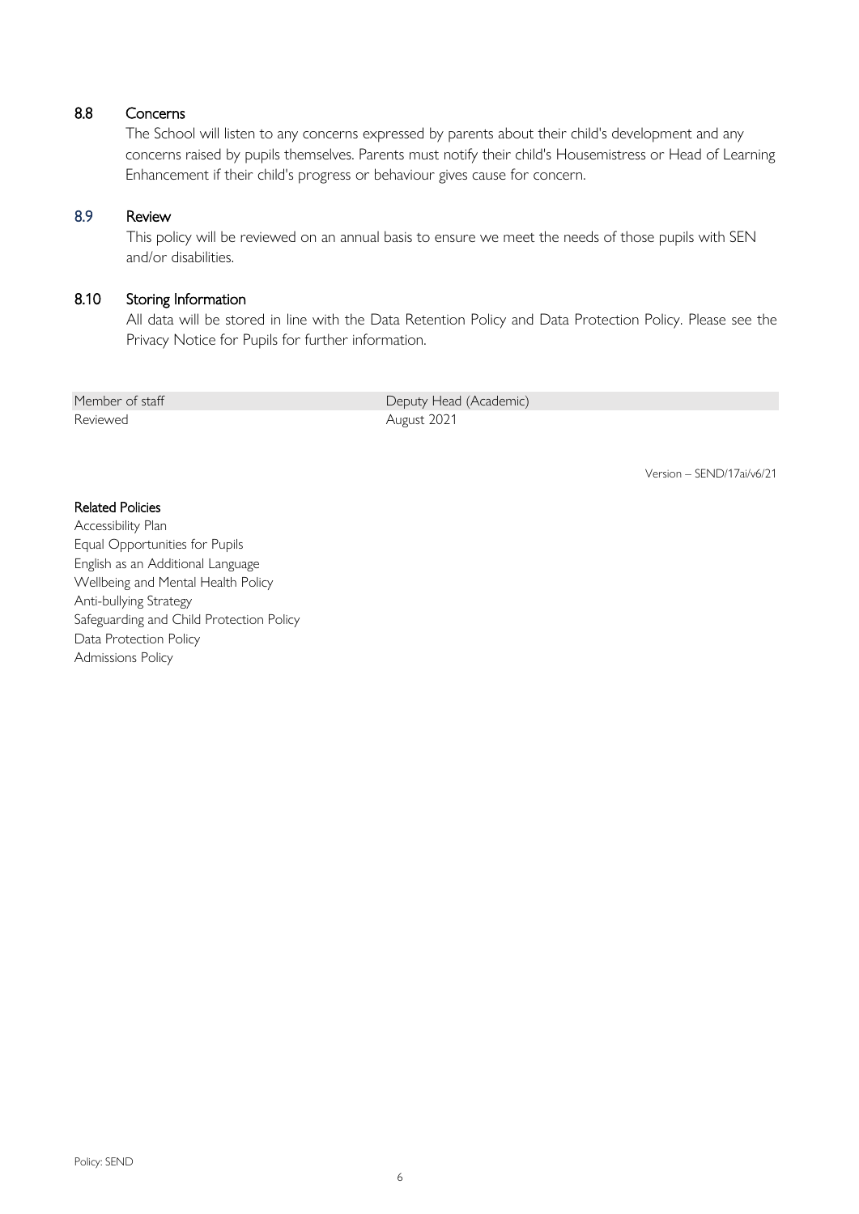### 8.8 Concerns

The School will listen to any concerns expressed by parents about their child's development and any concerns raised by pupils themselves. Parents must notify their child's Housemistress or Head of Learning Enhancement if their child's progress or behaviour gives cause for concern.

### 8.9 Review

This policy will be reviewed on an annual basis to ensure we meet the needs of those pupils with SEN and/or disabilities.

### 8.10 Storing Information

All data will be stored in line with the Data Retention Policy and Data Protection Policy. Please see the Privacy Notice for Pupils for further information.

| | |
|---|---|
| Member of staff | Deputy Head (Academic) |
| Reviewed | August 2021 |

Version – SEND/17ai/v6/21

**Related Policies**

Accessibility Plan
Equal Opportunities for Pupils
English as an Additional Language
Wellbeing and Mental Health Policy
Anti-bullying Strategy
Safeguarding and Child Protection Policy
Data Protection Policy
Admissions Policy